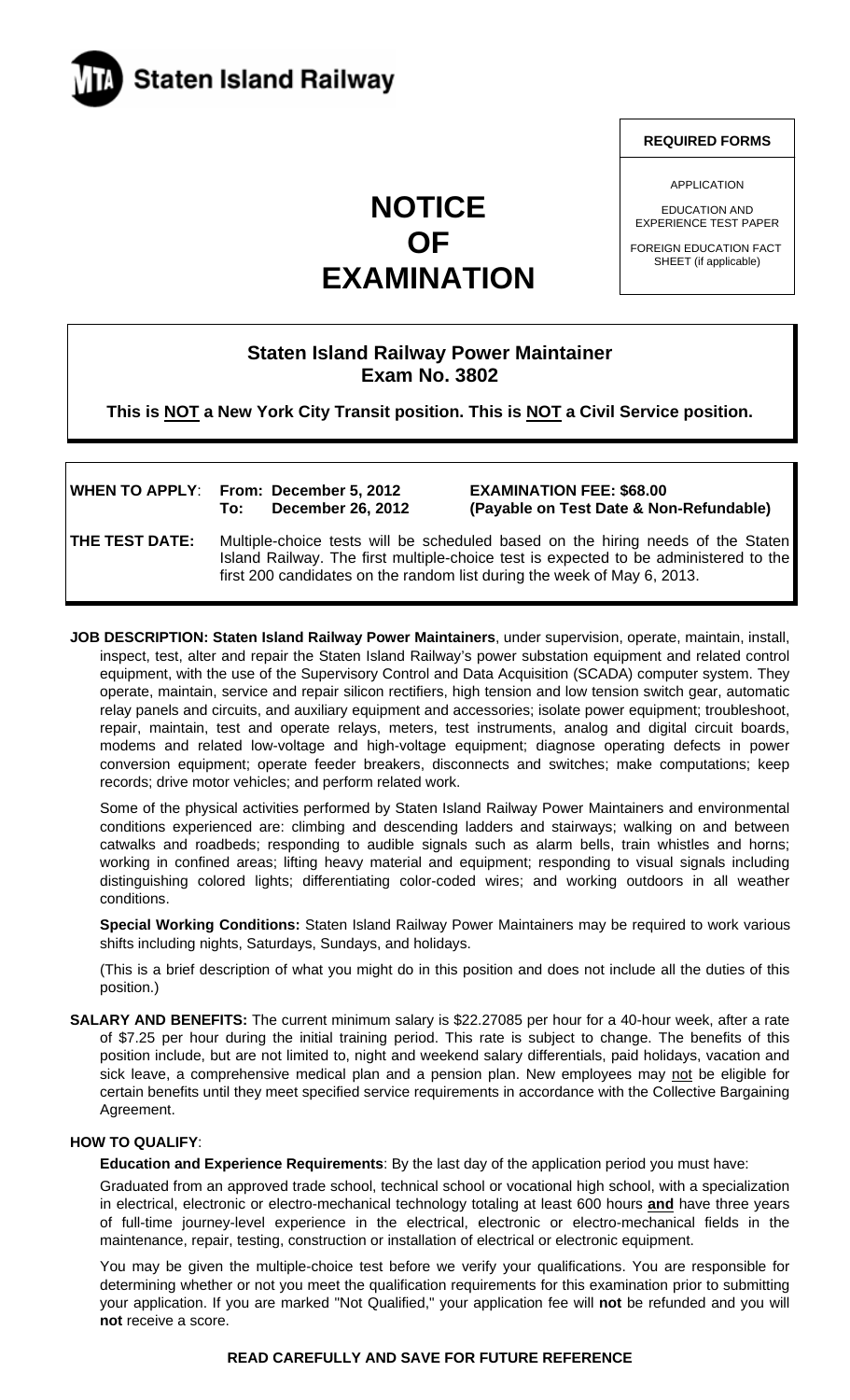**Staten Island Railway**

**REQUIRED FORMS**

APPLICATION

EDUCATION AND EXPERIENCE TEST PAPER

FOREIGN EDUCATION FACT SHEET (if applicable)

# NOTICE OF EXAMINATION

## Staten Island Railway Power Maintainer
## Exam No. 3802

**This is NOT a New York City Transit position. This is NOT a Civil Service position.**

**WHEN TO APPLY:** **From: December 5, 2012** **To: December 26, 2012**

**EXAMINATION FEE: $68.00 (Payable on Test Date & Non-Refundable)**

**THE TEST DATE:** Multiple-choice tests will be scheduled based on the hiring needs of the Staten Island Railway. The first multiple-choice test is expected to be administered to the first 200 candidates on the random list during the week of May 6, 2013.

**JOB DESCRIPTION: Staten Island Railway Power Maintainers**, under supervision, operate, maintain, install, inspect, test, alter and repair the Staten Island Railway's power substation equipment and related control equipment, with the use of the Supervisory Control and Data Acquisition (SCADA) computer system. They operate, maintain, service and repair silicon rectifiers, high tension and low tension switch gear, automatic relay panels and circuits, and auxiliary equipment and accessories; isolate power equipment; troubleshoot, repair, maintain, test and operate relays, meters, test instruments, analog and digital circuit boards, modems and related low-voltage and high-voltage equipment; diagnose operating defects in power conversion equipment; operate feeder breakers, disconnects and switches; make computations; keep records; drive motor vehicles; and perform related work.

Some of the physical activities performed by Staten Island Railway Power Maintainers and environmental conditions experienced are: climbing and descending ladders and stairways; walking on and between catwalks and roadbeds; responding to audible signals such as alarm bells, train whistles and horns; working in confined areas; lifting heavy material and equipment; responding to visual signals including distinguishing colored lights; differentiating color-coded wires; and working outdoors in all weather conditions.

**Special Working Conditions:** Staten Island Railway Power Maintainers may be required to work various shifts including nights, Saturdays, Sundays, and holidays.

(This is a brief description of what you might do in this position and does not include all the duties of this position.)

**SALARY AND BENEFITS:** The current minimum salary is $22.27085 per hour for a 40-hour week, after a rate of $7.25 per hour during the initial training period. This rate is subject to change. The benefits of this position include, but are not limited to, night and weekend salary differentials, paid holidays, vacation and sick leave, a comprehensive medical plan and a pension plan. New employees may not be eligible for certain benefits until they meet specified service requirements in accordance with the Collective Bargaining Agreement.

**HOW TO QUALIFY:**

**Education and Experience Requirements**: By the last day of the application period you must have:

Graduated from an approved trade school, technical school or vocational high school, with a specialization in electrical, electronic or electro-mechanical technology totaling at least 600 hours **and** have three years of full-time journey-level experience in the electrical, electronic or electro-mechanical fields in the maintenance, repair, testing, construction or installation of electrical or electronic equipment.

You may be given the multiple-choice test before we verify your qualifications. You are responsible for determining whether or not you meet the qualification requirements for this examination prior to submitting your application. If you are marked "Not Qualified," your application fee will **not** be refunded and you will **not** receive a score.

**READ CAREFULLY AND SAVE FOR FUTURE REFERENCE**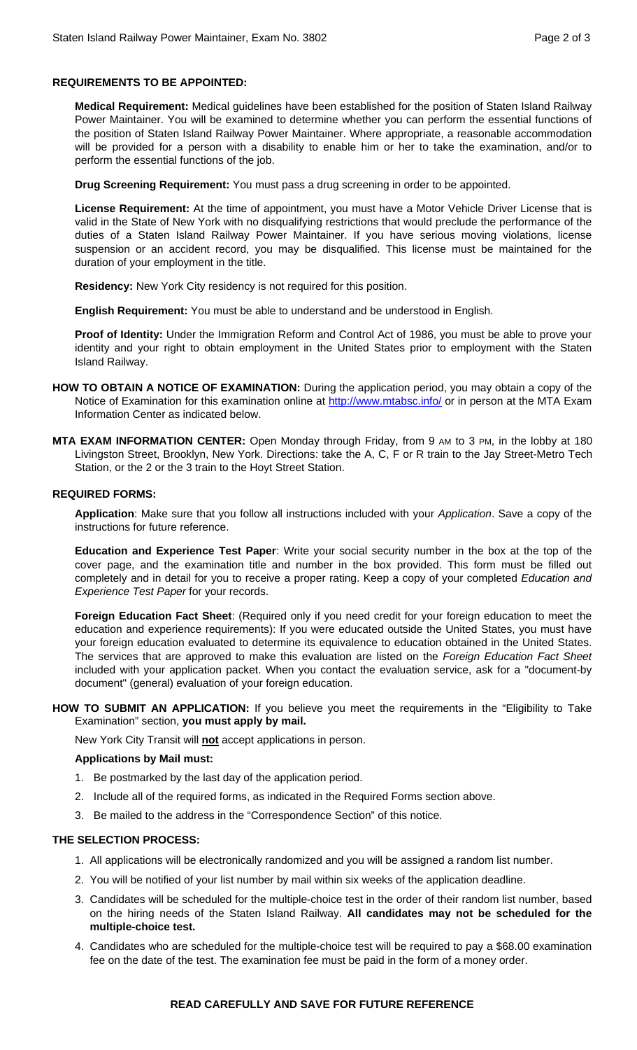**REQUIREMENTS TO BE APPOINTED:**

**Medical Requirement:** Medical guidelines have been established for the position of Staten Island Railway Power Maintainer. You will be examined to determine whether you can perform the essential functions of the position of Staten Island Railway Power Maintainer. Where appropriate, a reasonable accommodation will be provided for a person with a disability to enable him or her to take the examination, and/or to perform the essential functions of the job.

**Drug Screening Requirement:** You must pass a drug screening in order to be appointed.

**License Requirement:** At the time of appointment, you must have a Motor Vehicle Driver License that is valid in the State of New York with no disqualifying restrictions that would preclude the performance of the duties of a Staten Island Railway Power Maintainer. If you have serious moving violations, license suspension or an accident record, you may be disqualified. This license must be maintained for the duration of your employment in the title.

**Residency:** New York City residency is not required for this position.

**English Requirement:** You must be able to understand and be understood in English.

**Proof of Identity:** Under the Immigration Reform and Control Act of 1986, you must be able to prove your identity and your right to obtain employment in the United States prior to employment with the Staten Island Railway.

**HOW TO OBTAIN A NOTICE OF EXAMINATION:** During the application period, you may obtain a copy of the Notice of Examination for this examination online at http://www.mtabsc.info/ or in person at the MTA Exam Information Center as indicated below.

**MTA EXAM INFORMATION CENTER:** Open Monday through Friday, from 9 AM to 3 PM, in the lobby at 180 Livingston Street, Brooklyn, New York. Directions: take the A, C, F or R train to the Jay Street-Metro Tech Station, or the 2 or the 3 train to the Hoyt Street Station.

**REQUIRED FORMS:**

**Application**: Make sure that you follow all instructions included with your *Application*. Save a copy of the instructions for future reference.

**Education and Experience Test Paper**: Write your social security number in the box at the top of the cover page, and the examination title and number in the box provided. This form must be filled out completely and in detail for you to receive a proper rating. Keep a copy of your completed *Education and Experience Test Paper* for your records.

**Foreign Education Fact Sheet**: (Required only if you need credit for your foreign education to meet the education and experience requirements): If you were educated outside the United States, you must have your foreign education evaluated to determine its equivalence to education obtained in the United States. The services that are approved to make this evaluation are listed on the *Foreign Education Fact Sheet* included with your application packet. When you contact the evaluation service, ask for a "document-by document" (general) evaluation of your foreign education.

**HOW TO SUBMIT AN APPLICATION:** If you believe you meet the requirements in the "Eligibility to Take Examination" section, **you must apply by mail.**

New York City Transit will **not** accept applications in person.

**Applications by Mail must:**

1. Be postmarked by the last day of the application period.
2. Include all of the required forms, as indicated in the Required Forms section above.
3. Be mailed to the address in the "Correspondence Section" of this notice.

**THE SELECTION PROCESS:**

1. All applications will be electronically randomized and you will be assigned a random list number.
2. You will be notified of your list number by mail within six weeks of the application deadline.
3. Candidates will be scheduled for the multiple-choice test in the order of their random list number, based on the hiring needs of the Staten Island Railway. **All candidates may not be scheduled for the multiple-choice test.**
4. Candidates who are scheduled for the multiple-choice test will be required to pay a $68.00 examination fee on the date of the test. The examination fee must be paid in the form of a money order.

**READ CAREFULLY AND SAVE FOR FUTURE REFERENCE**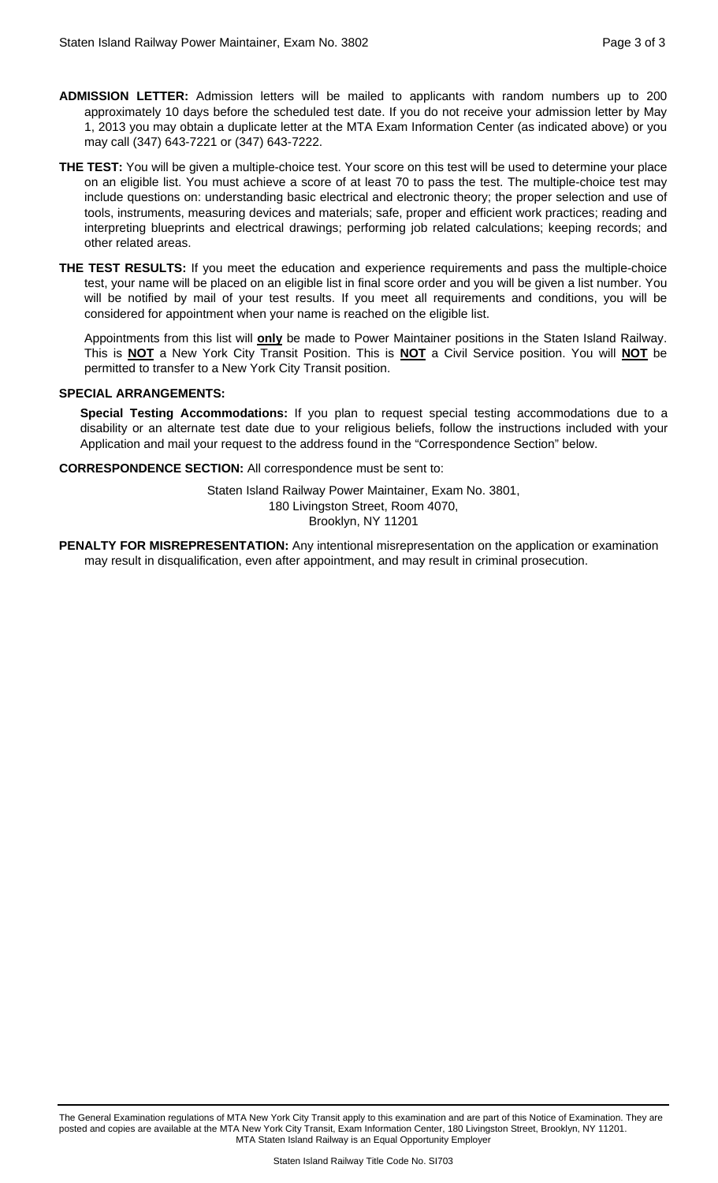**ADMISSION LETTER:** Admission letters will be mailed to applicants with random numbers up to 200 approximately 10 days before the scheduled test date. If you do not receive your admission letter by May 1, 2013 you may obtain a duplicate letter at the MTA Exam Information Center (as indicated above) or you may call (347) 643-7221 or (347) 643-7222.

**THE TEST:** You will be given a multiple-choice test. Your score on this test will be used to determine your place on an eligible list. You must achieve a score of at least 70 to pass the test. The multiple-choice test may include questions on: understanding basic electrical and electronic theory; the proper selection and use of tools, instruments, measuring devices and materials; safe, proper and efficient work practices; reading and interpreting blueprints and electrical drawings; performing job related calculations; keeping records; and other related areas.

**THE TEST RESULTS:** If you meet the education and experience requirements and pass the multiple-choice test, your name will be placed on an eligible list in final score order and you will be given a list number. You will be notified by mail of your test results. If you meet all requirements and conditions, you will be considered for appointment when your name is reached on the eligible list.

Appointments from this list will **only** be made to Power Maintainer positions in the Staten Island Railway. This is **NOT** a New York City Transit Position. This is **NOT** a Civil Service position. You will **NOT** be permitted to transfer to a New York City Transit position.

**SPECIAL ARRANGEMENTS:**

**Special Testing Accommodations:** If you plan to request special testing accommodations due to a disability or an alternate test date due to your religious beliefs, follow the instructions included with your Application and mail your request to the address found in the "Correspondence Section" below.

**CORRESPONDENCE SECTION:** All correspondence must be sent to:

Staten Island Railway Power Maintainer, Exam No. 3801,
180 Livingston Street, Room 4070,
Brooklyn, NY 11201

**PENALTY FOR MISREPRESENTATION:** Any intentional misrepresentation on the application or examination may result in disqualification, even after appointment, and may result in criminal prosecution.

The General Examination regulations of MTA New York City Transit apply to this examination and are part of this Notice of Examination. They are posted and copies are available at the MTA New York City Transit, Exam Information Center, 180 Livingston Street, Brooklyn, NY 11201.
MTA Staten Island Railway is an Equal Opportunity Employer

Staten Island Railway Title Code No. SI703